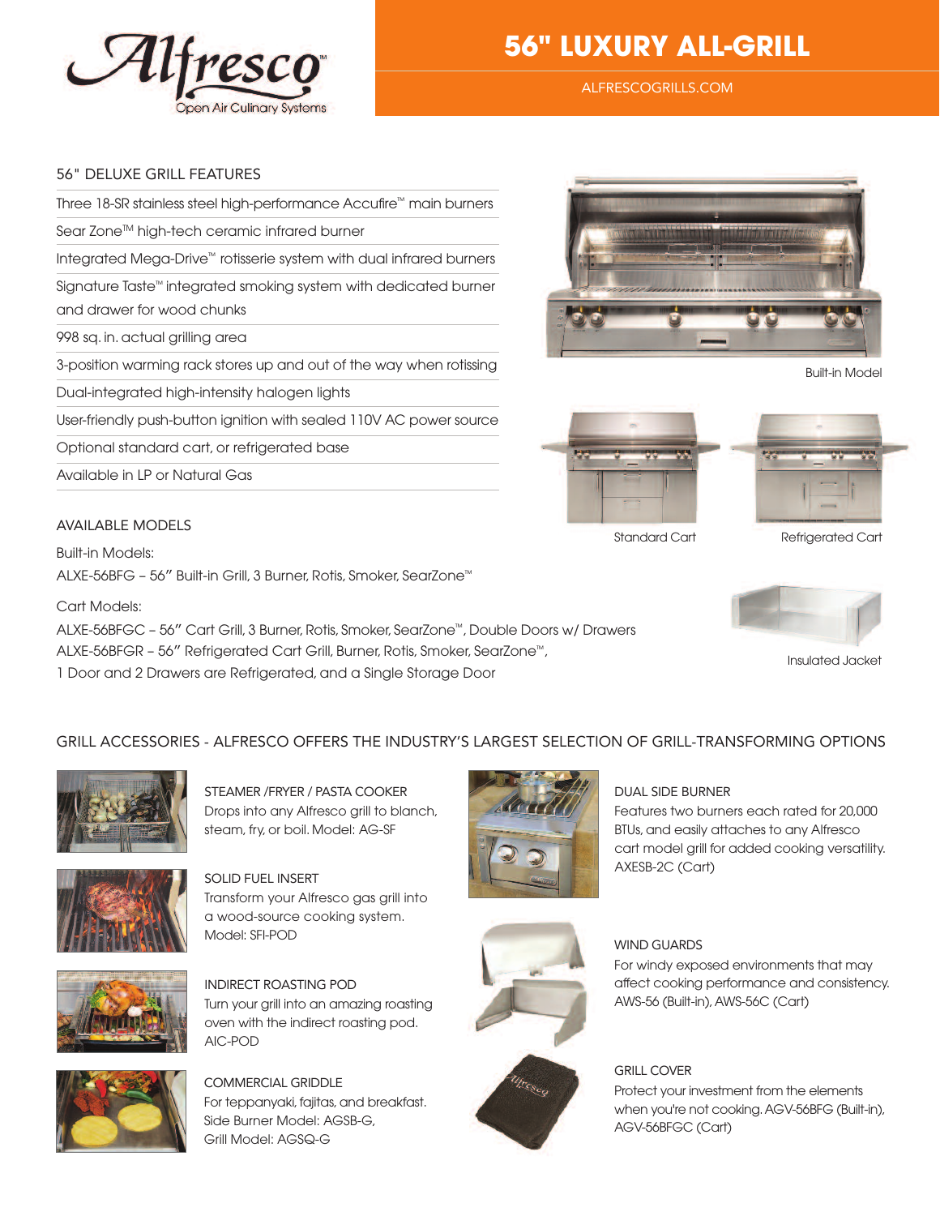Alfresco™
Open Air Culinary Systems

# 56" LUXURY ALL-GRILL

ALFRESCOGRILLS.COM

## 56" DELUXE GRILL FEATURES

- Three 18-SR stainless steel high-performance Accufire™ main burners
- Sear Zone™ high-tech ceramic infrared burner
- Integrated Mega-Drive™ rotisserie system with dual infrared burners
- Signature Taste™ integrated smoking system with dedicated burner and drawer for wood chunks
- 998 sq. in. actual grilling area
- 3-position warming rack stores up and out of the way when rotissing
- Dual-integrated high-intensity halogen lights
- User-friendly push-button ignition with sealed 110V AC power source
- Optional standard cart, or refrigerated base
- Available in LP or Natural Gas

Built-in Model

Standard Cart

Refrigerated Cart

Insulated Jacket

## AVAILABLE MODELS

Built-in Models:

ALXE-56BFG – 56" Built-in Grill, 3 Burner, Rotis, Smoker, SearZone™

Cart Models:

ALXE-56BFGC – 56" Cart Grill, 3 Burner, Rotis, Smoker, SearZone™, Double Doors w/ Drawers

ALXE-56BFGR – 56" Refrigerated Cart Grill, Burner, Rotis, Smoker, SearZone™,
1 Door and 2 Drawers are Refrigerated, and a Single Storage Door

## GRILL ACCESSORIES - ALFRESCO OFFERS THE INDUSTRY'S LARGEST SELECTION OF GRILL-TRANSFORMING OPTIONS

### STEAMER /FRYER / PASTA COOKER

Drops into any Alfresco grill to blanch, steam, fry, or boil. Model: AG-SF

### SOLID FUEL INSERT

Transform your Alfresco gas grill into a wood-source cooking system. Model: SFI-POD

### INDIRECT ROASTING POD

Turn your grill into an amazing roasting oven with the indirect roasting pod. AIC-POD

### COMMERCIAL GRIDDLE

For teppanyaki, fajitas, and breakfast. Side Burner Model: AGSB-G, Grill Model: AGSQ-G

### DUAL SIDE BURNER

Features two burners each rated for 20,000 BTUs, and easily attaches to any Alfresco cart model grill for added cooking versatility. AXESB-2C (Cart)

### WIND GUARDS

For windy exposed environments that may affect cooking performance and consistency. AWS-56 (Built-in), AWS-56C (Cart)

### GRILL COVER

Protect your investment from the elements when you're not cooking. AGV-56BFG (Built-in), AGV-56BFGC (Cart)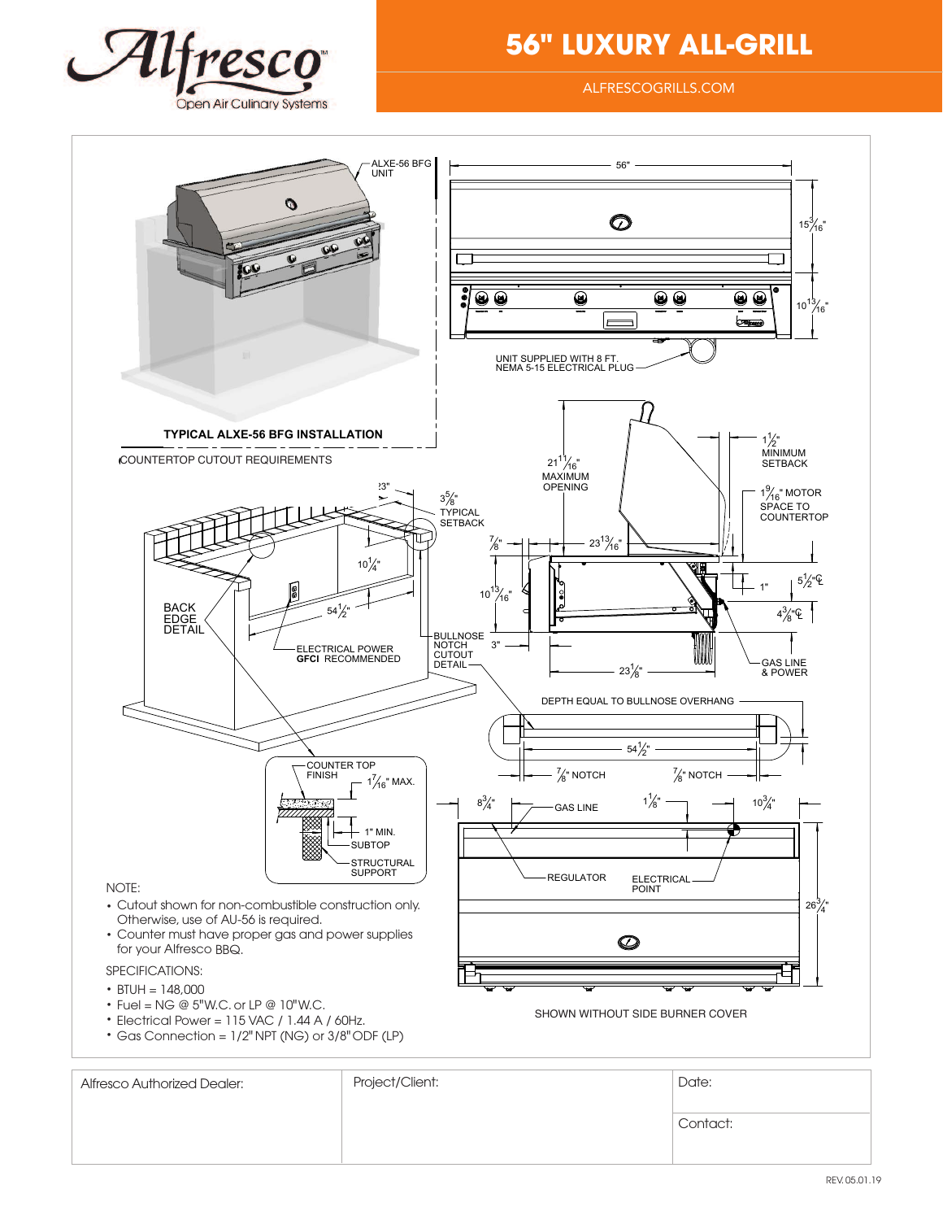# 56" LUXURY ALL-GRILL

ALFRESCOGRILLS.COM

ALXE-56 BFG UNIT

56"

$15\frac{3}{16}$"

$10\frac{13}{16}$"

UNIT SUPPLIED WITH 8 FT. NEMA 5-15 ELECTRICAL PLUG

TYPICAL ALXE-56 BFG INSTALLATION

COUNTERTOP CUTOUT REQUIREMENTS

23"

$3\frac{5}{8}$" TYPICAL SETBACK

$10\frac{1}{4}$"

$54\frac{1}{2}$"

BACK EDGE DETAIL

ELECTRICAL POWER
**GFCI** RECOMMENDED

BULLNOSE NOTCH CUTOUT DETAIL

$21\frac{11}{16}$" MAXIMUM OPENING

$1\frac{1}{2}$" MINIMUM SETBACK

$1\frac{9}{16}$" MOTOR SPACE TO COUNTERTOP

$\frac{7}{8}$"

$23\frac{13}{16}$"

$10\frac{13}{16}$"

1"

$5\frac{1}{2}$"℄

$4\frac{3}{8}$"℄

3"

$23\frac{1}{8}$"

GAS LINE & POWER

DEPTH EQUAL TO BULLNOSE OVERHANG

$54\frac{1}{2}$"

$\frac{7}{8}$" NOTCH

$\frac{7}{8}$" NOTCH

COUNTER TOP FINISH

$1\frac{7}{16}$" MAX.

1" MIN. SUBTOP

STRUCTURAL SUPPORT

$8\frac{3}{4}$"

GAS LINE

$1\frac{1}{8}$"

$10\frac{3}{4}$"

REGULATOR

ELECTRICAL POINT

$26\frac{3}{4}$"

SHOWN WITHOUT SIDE BURNER COVER

NOTE:

- Cutout shown for non-combustible construction only. Otherwise, use of AU-56 is required.
- Counter must have proper gas and power supplies for your Alfresco BBQ.

SPECIFICATIONS:

- BTUH = 148,000
- Fuel = NG @ 5"W.C. or LP @ 10"W.C.
- Electrical Power = 115 VAC / 1.44 A / 60Hz.
- Gas Connection = 1/2" NPT (NG) or 3/8" ODF (LP)

| Alfresco Authorized Dealer: | Project/Client: | Date: |
|---|---|---|
| | | Contact: |

REV. 05.01.19